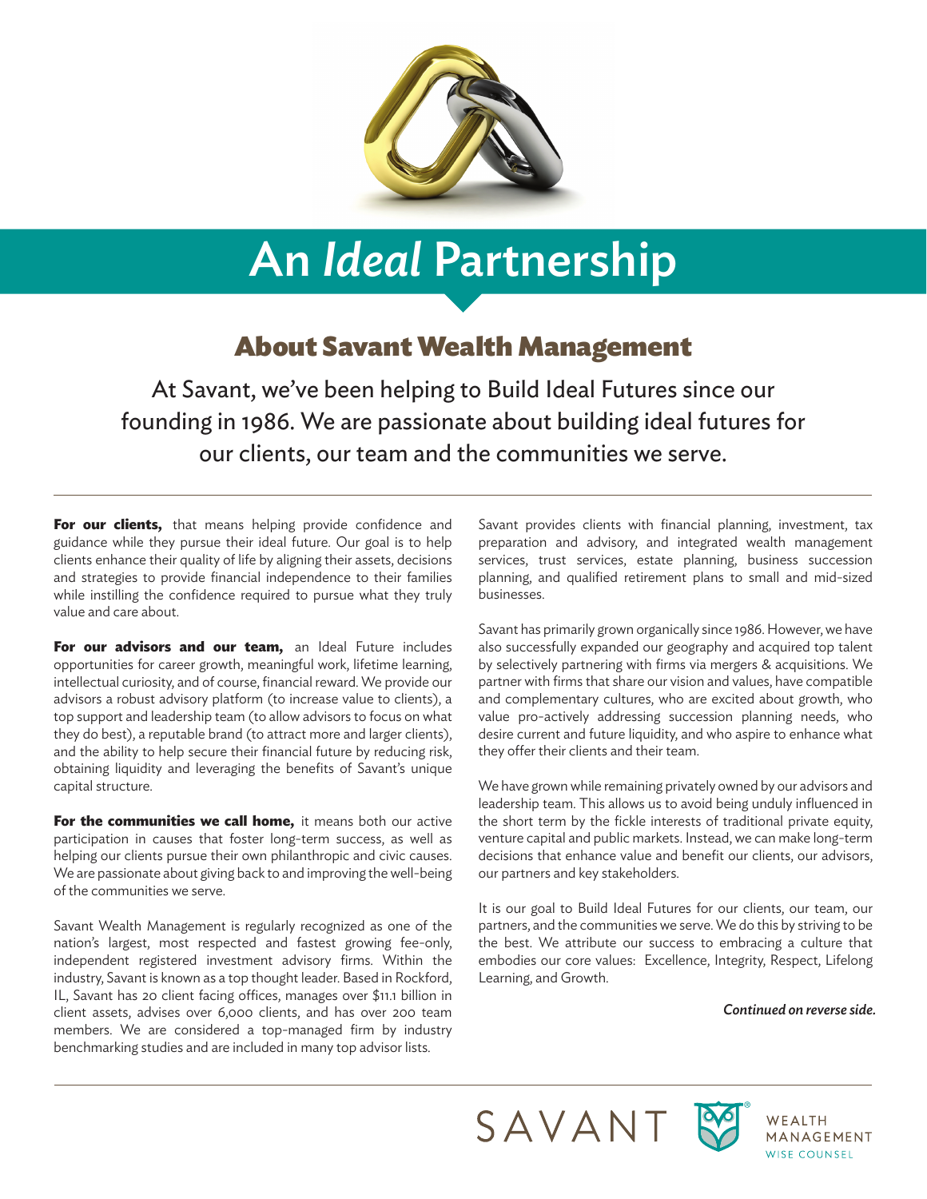# An *Ideal* Partnership

## About Savant Wealth Management

At Savant, we've been helping to Build Ideal Futures since our founding in 1986. We are passionate about building ideal futures for our clients, our team and the communities we serve.

**For our clients,** that means helping provide confidence and guidance while they pursue their ideal future. Our goal is to help clients enhance their quality of life by aligning their assets, decisions and strategies to provide financial independence to their families while instilling the confidence required to pursue what they truly value and care about.

**For our advisors and our team,** an Ideal Future includes opportunities for career growth, meaningful work, lifetime learning, intellectual curiosity, and of course, financial reward. We provide our advisors a robust advisory platform (to increase value to clients), a top support and leadership team (to allow advisors to focus on what they do best), a reputable brand (to attract more and larger clients), and the ability to help secure their financial future by reducing risk, obtaining liquidity and leveraging the benefits of Savant's unique capital structure.

**For the communities we call home,** it means both our active participation in causes that foster long-term success, as well as helping our clients pursue their own philanthropic and civic causes. We are passionate about giving back to and improving the well-being of the communities we serve.

Savant Wealth Management is regularly recognized as one of the nation's largest, most respected and fastest growing fee-only, independent registered investment advisory firms. Within the industry, Savant is known as a top thought leader. Based in Rockford, IL, Savant has 20 client facing offices, manages over $11.1 billion in client assets, advises over 6,000 clients, and has over 200 team members. We are considered a top-managed firm by industry benchmarking studies and are included in many top advisor lists.

Savant provides clients with financial planning, investment, tax preparation and advisory, and integrated wealth management services, trust services, estate planning, business succession planning, and qualified retirement plans to small and mid-sized businesses.

Savant has primarily grown organically since 1986. However, we have also successfully expanded our geography and acquired top talent by selectively partnering with firms via mergers & acquisitions. We partner with firms that share our vision and values, have compatible and complementary cultures, who are excited about growth, who value pro-actively addressing succession planning needs, who desire current and future liquidity, and who aspire to enhance what they offer their clients and their team.

We have grown while remaining privately owned by our advisors and leadership team. This allows us to avoid being unduly influenced in the short term by the fickle interests of traditional private equity, venture capital and public markets. Instead, we can make long-term decisions that enhance value and benefit our clients, our advisors, our partners and key stakeholders.

It is our goal to Build Ideal Futures for our clients, our team, our partners, and the communities we serve. We do this by striving to be the best. We attribute our success to embracing a culture that embodies our core values: Excellence, Integrity, Respect, Lifelong Learning, and Growth.

***Continued on reverse side.***

SAVANT WEALTH MANAGEMENT WISE COUNSEL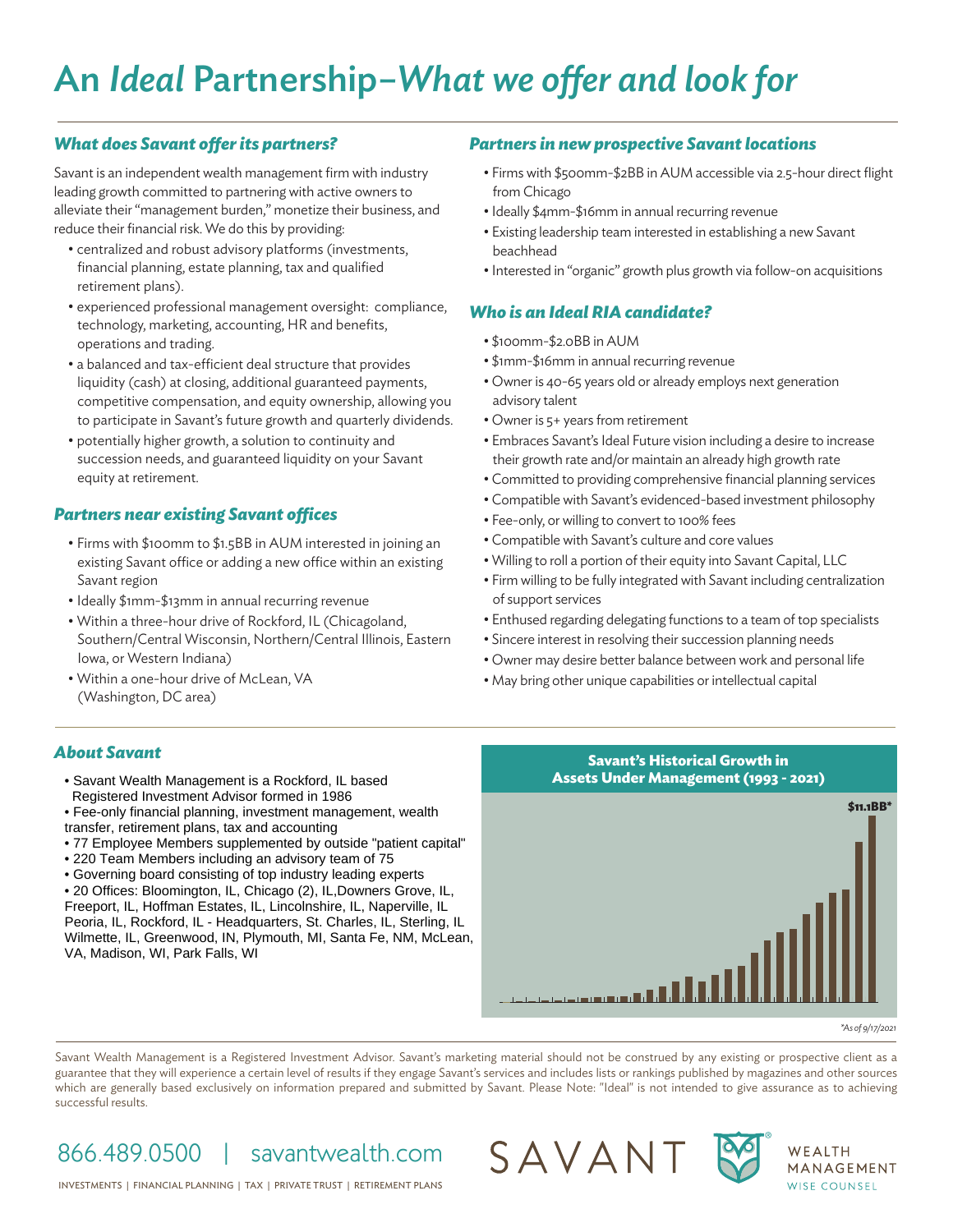# An *Ideal* Partnership–*What we offer and look for*

### *What does Savant offer its partners?*

Savant is an independent wealth management firm with industry leading growth committed to partnering with active owners to alleviate their "management burden," monetize their business, and reduce their financial risk. We do this by providing:

- centralized and robust advisory platforms (investments, financial planning, estate planning, tax and qualified retirement plans).
- experienced professional management oversight: compliance, technology, marketing, accounting, HR and benefits, operations and trading.
- a balanced and tax-efficient deal structure that provides liquidity (cash) at closing, additional guaranteed payments, competitive compensation, and equity ownership, allowing you to participate in Savant's future growth and quarterly dividends.
- potentially higher growth, a solution to continuity and succession needs, and guaranteed liquidity on your Savant equity at retirement.

### *Partners near existing Savant offices*

- Firms with $100mm to $1.5BB in AUM interested in joining an existing Savant office or adding a new office within an existing Savant region
- Ideally $1mm-$13mm in annual recurring revenue
- Within a three-hour drive of Rockford, IL (Chicagoland, Southern/Central Wisconsin, Northern/Central Illinois, Eastern Iowa, or Western Indiana)
- Within a one-hour drive of McLean, VA (Washington, DC area)

### *Partners in new prospective Savant locations*

- Firms with $500mm-$2BB in AUM accessible via 2.5-hour direct flight from Chicago
- Ideally $4mm-$16mm in annual recurring revenue
- Existing leadership team interested in establishing a new Savant beachhead
- Interested in "organic" growth plus growth via follow-on acquisitions

### *Who is an Ideal RIA candidate?*

- $100mm-$2.0BB in AUM
- $1mm-$16mm in annual recurring revenue
- Owner is 40-65 years old or already employs next generation advisory talent
- Owner is 5+ years from retirement
- Embraces Savant's Ideal Future vision including a desire to increase their growth rate and/or maintain an already high growth rate
- Committed to providing comprehensive financial planning services
- Compatible with Savant's evidenced-based investment philosophy
- Fee-only, or willing to convert to 100% fees
- Compatible with Savant's culture and core values
- Willing to roll a portion of their equity into Savant Capital, LLC
- Firm willing to be fully integrated with Savant including centralization of support services
- Enthused regarding delegating functions to a team of top specialists
- Sincere interest in resolving their succession planning needs
- Owner may desire better balance between work and personal life
- May bring other unique capabilities or intellectual capital

### *About Savant*

- Savant Wealth Management is a Rockford, IL based Registered Investment Advisor formed in 1986
- Fee-only financial planning, investment management, wealth transfer, retirement plans, tax and accounting
- 77 Employee Members supplemented by outside "patient capital"
- 220 Team Members including an advisory team of 75
- Governing board consisting of top industry leading experts
- 20 Offices: Bloomington, IL, Chicago (2), IL,Downers Grove, IL, Freeport, IL, Hoffman Estates, IL, Lincolnshire, IL, Naperville, IL Peoria, IL, Rockford, IL - Headquarters, St. Charles, IL, Sterling, IL Wilmette, IL, Greenwood, IN, Plymouth, MI, Santa Fe, NM, McLean, VA, Madison, WI, Park Falls, WI

**Savant's Historical Growth in Assets Under Management (1993 - 2021)**

$11.1BB*

*As of 9/17/2021

Savant Wealth Management is a Registered Investment Advisor. Savant's marketing material should not be construed by any existing or prospective client as a guarantee that they will experience a certain level of results if they engage Savant's services and includes lists or rankings published by magazines and other sources which are generally based exclusively on information prepared and submitted by Savant. Please Note: "Ideal" is not intended to give assurance as to achieving successful results.

866.489.0500 | savantwealth.com

INVESTMENTS | FINANCIAL PLANNING | TAX | PRIVATE TRUST | RETIREMENT PLANS

SAVANT WEALTH MANAGEMENT WISE COUNSEL